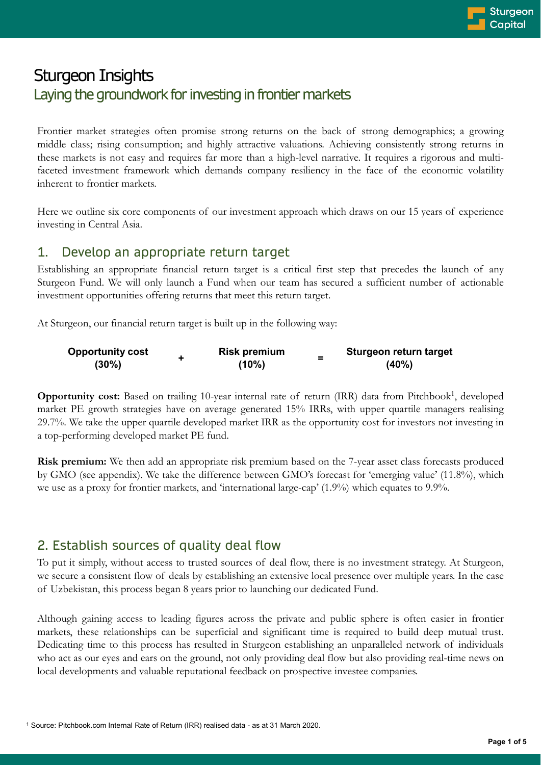# Sturgeon Insights

## Laying the groundwork for investing in frontier markets

Frontier market strategies often promise strong returns on the back of strong demographics; a growing middle class; rising consumption; and highly attractive valuations. Achieving consistently strong returns in these markets is not easy and requires far more than a high-level narrative. It requires a rigorous and multi-faceted investment framework which demands company resiliency in the face of the economic volatility inherent to frontier markets.

Here we outline six core components of our investment approach which draws on our 15 years of experience investing in Central Asia.

## 1. Develop an appropriate return target

Establishing an appropriate financial return target is a critical first step that precedes the launch of any Sturgeon Fund. We will only launch a Fund when our team has secured a sufficient number of actionable investment opportunities offering returns that meet this return target.

At Sturgeon, our financial return target is built up in the following way:

**Opportunity cost (30%)** + **Risk premium (10%)** = **Sturgeon return target (40%)**

**Opportunity cost:** Based on trailing 10-year internal rate of return (IRR) data from Pitchbook[1], developed market PE growth strategies have on average generated 15% IRRs, with upper quartile managers realising 29.7%. We take the upper quartile developed market IRR as the opportunity cost for investors not investing in a top-performing developed market PE fund.

**Risk premium:** We then add an appropriate risk premium based on the 7-year asset class forecasts produced by GMO (see appendix). We take the difference between GMO's forecast for 'emerging value' (11.8%), which we use as a proxy for frontier markets, and 'international large-cap' (1.9%) which equates to 9.9%.

## 2. Establish sources of quality deal flow

To put it simply, without access to trusted sources of deal flow, there is no investment strategy. At Sturgeon, we secure a consistent flow of deals by establishing an extensive local presence over multiple years. In the case of Uzbekistan, this process began 8 years prior to launching our dedicated Fund.

Although gaining access to leading figures across the private and public sphere is often easier in frontier markets, these relationships can be superficial and significant time is required to build deep mutual trust. Dedicating time to this process has resulted in Sturgeon establishing an unparalleled network of individuals who act as our eyes and ears on the ground, not only providing deal flow but also providing real-time news on local developments and valuable reputational feedback on prospective investee companies.

[1] Source: Pitchbook.com Internal Rate of Return (IRR) realised data - as at 31 March 2020.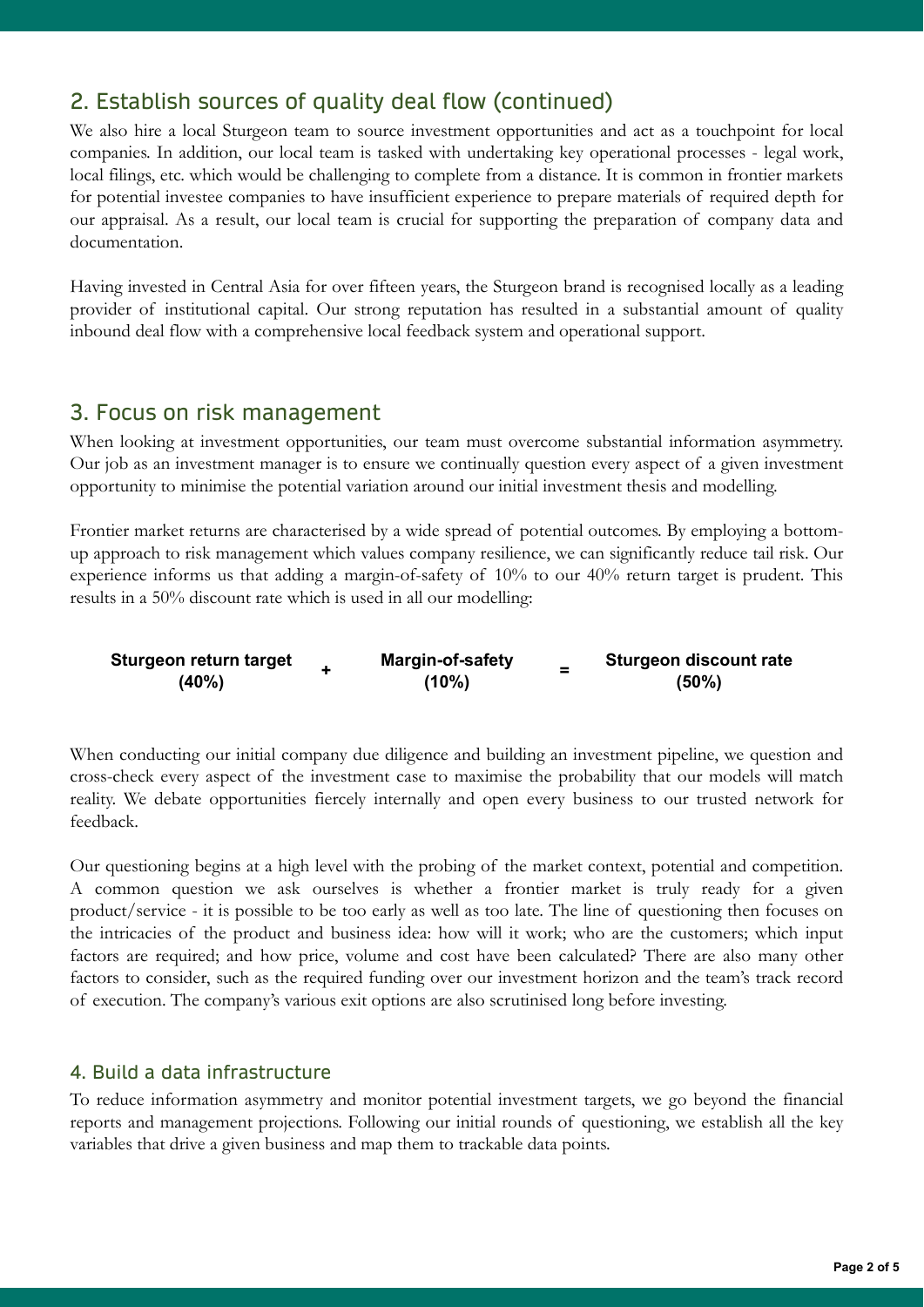## 2. Establish sources of quality deal flow (continued)

We also hire a local Sturgeon team to source investment opportunities and act as a touchpoint for local companies. In addition, our local team is tasked with undertaking key operational processes - legal work, local filings, etc. which would be challenging to complete from a distance. It is common in frontier markets for potential investee companies to have insufficient experience to prepare materials of required depth for our appraisal. As a result, our local team is crucial for supporting the preparation of company data and documentation.

Having invested in Central Asia for over fifteen years, the Sturgeon brand is recognised locally as a leading provider of institutional capital. Our strong reputation has resulted in a substantial amount of quality inbound deal flow with a comprehensive local feedback system and operational support.

## 3. Focus on risk management

When looking at investment opportunities, our team must overcome substantial information asymmetry. Our job as an investment manager is to ensure we continually question every aspect of a given investment opportunity to minimise the potential variation around our initial investment thesis and modelling.

Frontier market returns are characterised by a wide spread of potential outcomes. By employing a bottom-up approach to risk management which values company resilience, we can significantly reduce tail risk. Our experience informs us that adding a margin-of-safety of 10% to our 40% return target is prudent. This results in a 50% discount rate which is used in all our modelling:

**Sturgeon return target (40%)** **+** **Margin-of-safety (10%)** **=** **Sturgeon discount rate (50%)**

When conducting our initial company due diligence and building an investment pipeline, we question and cross-check every aspect of the investment case to maximise the probability that our models will match reality. We debate opportunities fiercely internally and open every business to our trusted network for feedback.

Our questioning begins at a high level with the probing of the market context, potential and competition. A common question we ask ourselves is whether a frontier market is truly ready for a given product/service - it is possible to be too early as well as too late. The line of questioning then focuses on the intricacies of the product and business idea: how will it work; who are the customers; which input factors are required; and how price, volume and cost have been calculated? There are also many other factors to consider, such as the required funding over our investment horizon and the team's track record of execution. The company's various exit options are also scrutinised long before investing.

### 4. Build a data infrastructure

To reduce information asymmetry and monitor potential investment targets, we go beyond the financial reports and management projections. Following our initial rounds of questioning, we establish all the key variables that drive a given business and map them to trackable data points.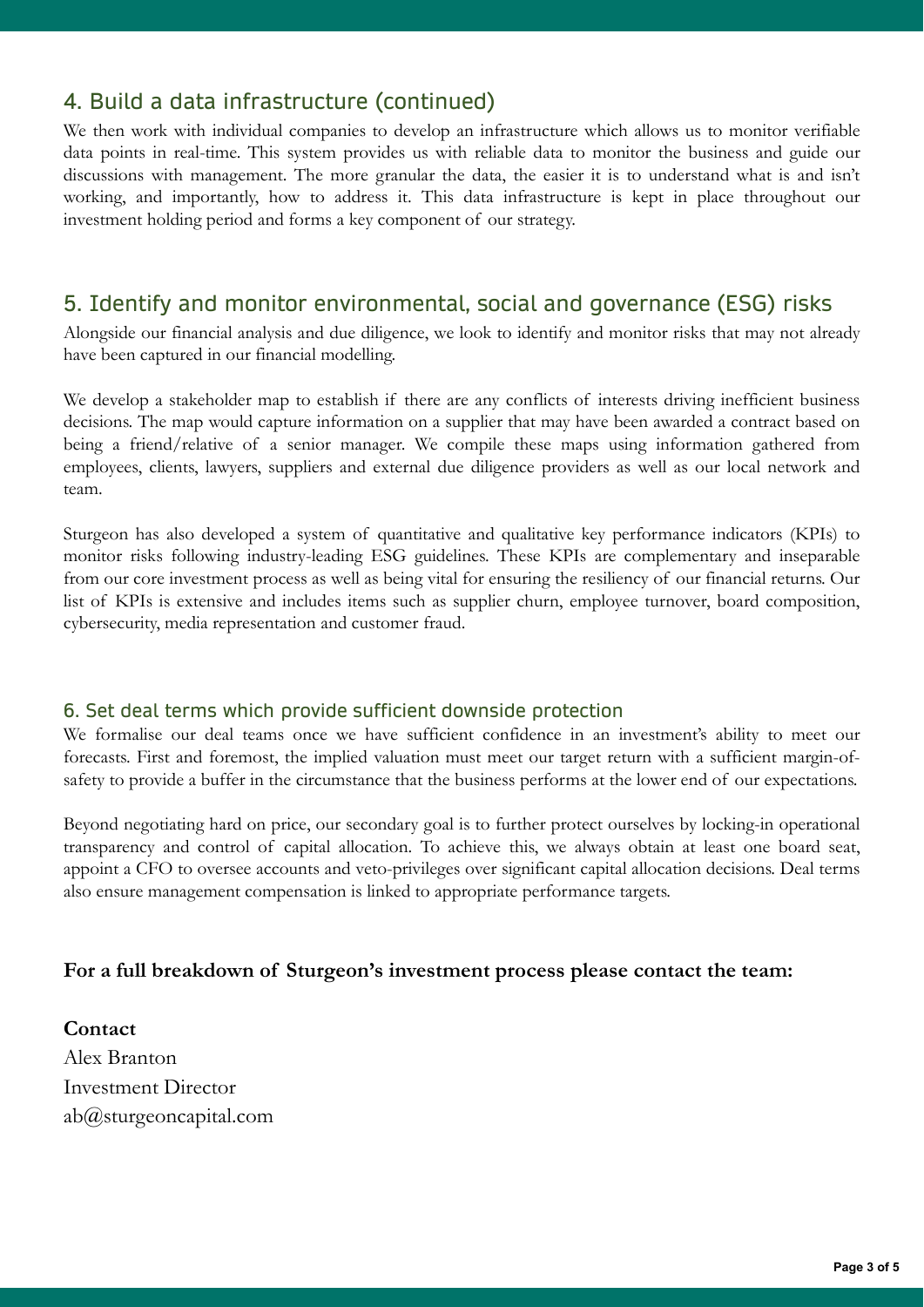## 4. Build a data infrastructure (continued)

We then work with individual companies to develop an infrastructure which allows us to monitor verifiable data points in real-time. This system provides us with reliable data to monitor the business and guide our discussions with management. The more granular the data, the easier it is to understand what is and isn't working, and importantly, how to address it. This data infrastructure is kept in place throughout our investment holding period and forms a key component of our strategy.

## 5. Identify and monitor environmental, social and governance (ESG) risks

Alongside our financial analysis and due diligence, we look to identify and monitor risks that may not already have been captured in our financial modelling.

We develop a stakeholder map to establish if there are any conflicts of interests driving inefficient business decisions. The map would capture information on a supplier that may have been awarded a contract based on being a friend/relative of a senior manager. We compile these maps using information gathered from employees, clients, lawyers, suppliers and external due diligence providers as well as our local network and team.

Sturgeon has also developed a system of quantitative and qualitative key performance indicators (KPIs) to monitor risks following industry-leading ESG guidelines. These KPIs are complementary and inseparable from our core investment process as well as being vital for ensuring the resiliency of our financial returns. Our list of KPIs is extensive and includes items such as supplier churn, employee turnover, board composition, cybersecurity, media representation and customer fraud.

### 6. Set deal terms which provide sufficient downside protection

We formalise our deal teams once we have sufficient confidence in an investment's ability to meet our forecasts. First and foremost, the implied valuation must meet our target return with a sufficient margin-of-safety to provide a buffer in the circumstance that the business performs at the lower end of our expectations.

Beyond negotiating hard on price, our secondary goal is to further protect ourselves by locking-in operational transparency and control of capital allocation. To achieve this, we always obtain at least one board seat, appoint a CFO to oversee accounts and veto-privileges over significant capital allocation decisions. Deal terms also ensure management compensation is linked to appropriate performance targets.

**For a full breakdown of Sturgeon's investment process please contact the team:**

**Contact**

Alex Branton
Investment Director
ab@sturgeoncapital.com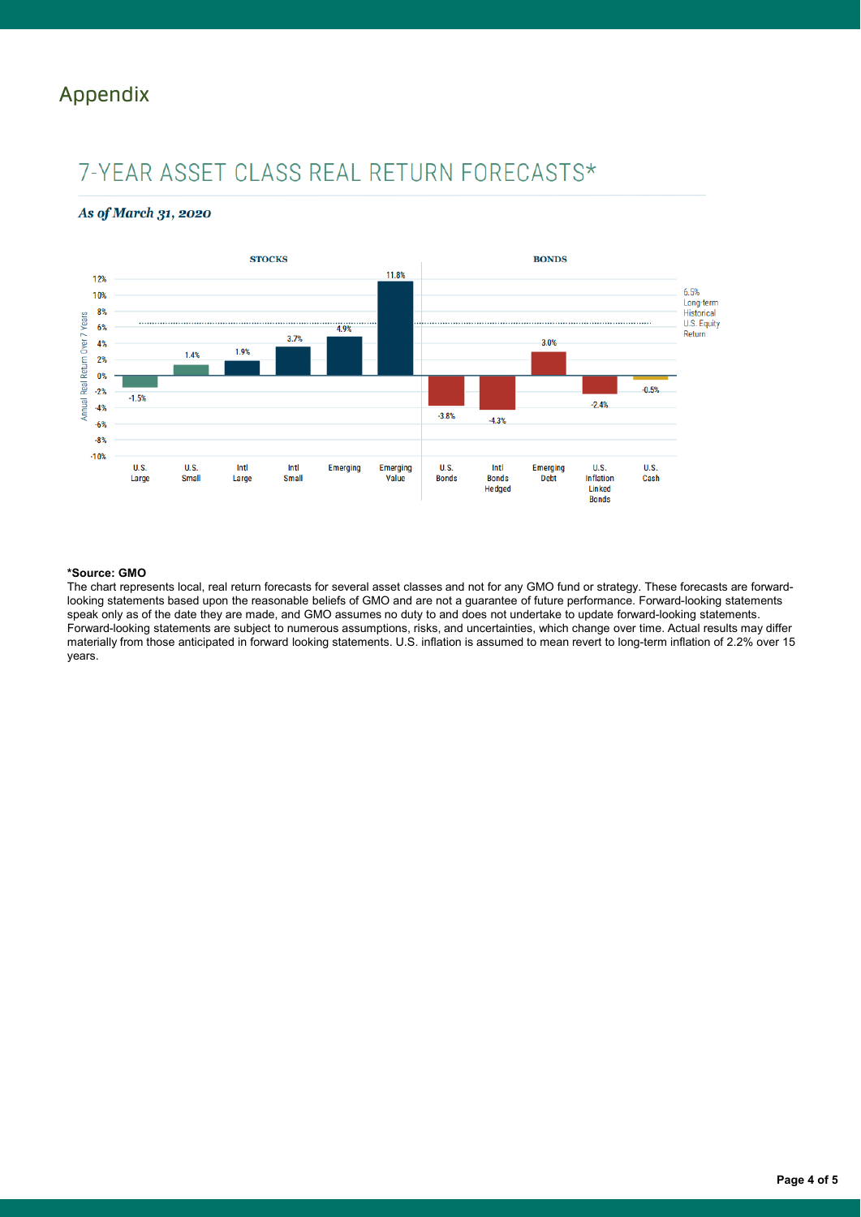# Appendix

## 7-YEAR ASSET CLASS REAL RETURN FORECASTS*

***As of March 31, 2020***

STOCKS

| Asset Class | Annual Real Return Over 7 Years |
|---|---|
| U.S. Large | -1.5% |
| U.S. Small | 1.4% |
| Intl Large | 1.9% |
| Intl Small | 3.7% |
| Emerging | 4.9% |
| Emerging Value | 11.8% |

BONDS

| Asset Class | Annual Real Return Over 7 Years |
|---|---|
| U.S. Bonds | -3.8% |
| Intl Bonds Hedged | -4.3% |
| Emerging Debt | 3.0% |
| U.S. Inflation Linked Bonds | -2.4% |
| U.S. Cash | -0.5% |

6.5% Long-term Historical U.S. Equity Return

**\*Source: GMO**

The chart represents local, real return forecasts for several asset classes and not for any GMO fund or strategy. These forecasts are forward-looking statements based upon the reasonable beliefs of GMO and are not a guarantee of future performance. Forward-looking statements speak only as of the date they are made, and GMO assumes no duty to and does not undertake to update forward-looking statements. Forward-looking statements are subject to numerous assumptions, risks, and uncertainties, which change over time. Actual results may differ materially from those anticipated in forward looking statements. U.S. inflation is assumed to mean revert to long-term inflation of 2.2% over 15 years.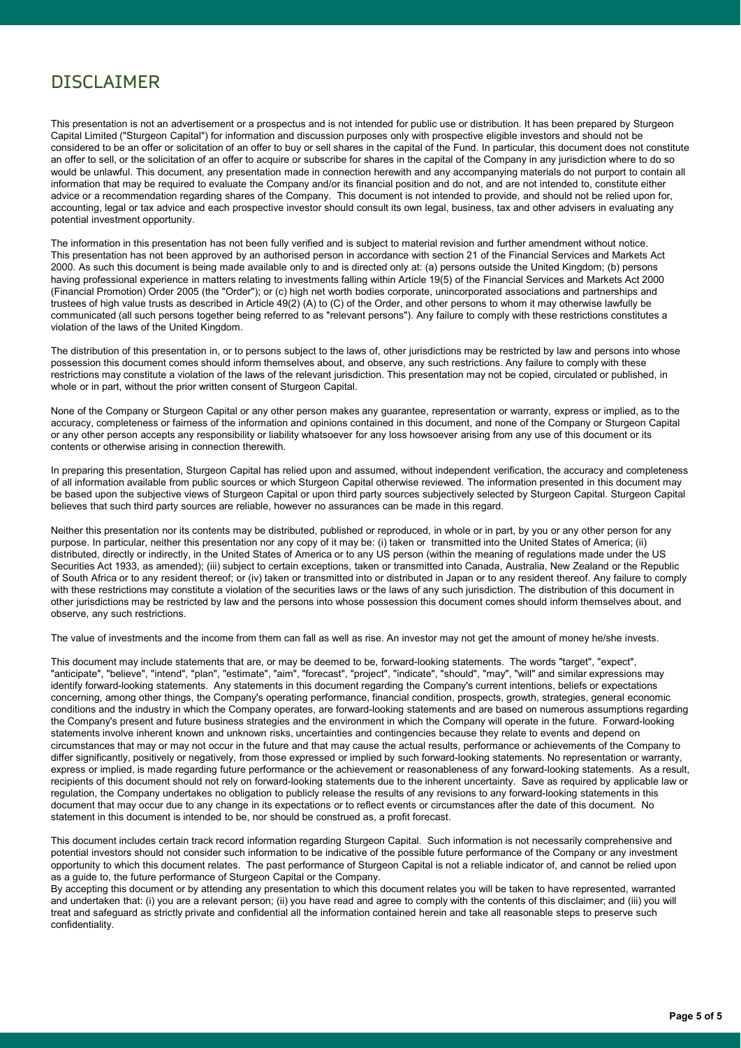# DISCLAIMER

This presentation is not an advertisement or a prospectus and is not intended for public use or distribution. It has been prepared by Sturgeon Capital Limited ("Sturgeon Capital") for information and discussion purposes only with prospective eligible investors and should not be considered to be an offer or solicitation of an offer to buy or sell shares in the capital of the Fund. In particular, this document does not constitute an offer to sell, or the solicitation of an offer to acquire or subscribe for shares in the capital of the Company in any jurisdiction where to do so would be unlawful. This document, any presentation made in connection herewith and any accompanying materials do not purport to contain all information that may be required to evaluate the Company and/or its financial position and do not, and are not intended to, constitute either advice or a recommendation regarding shares of the Company. This document is not intended to provide, and should not be relied upon for, accounting, legal or tax advice and each prospective investor should consult its own legal, business, tax and other advisers in evaluating any potential investment opportunity.

The information in this presentation has not been fully verified and is subject to material revision and further amendment without notice. This presentation has not been approved by an authorised person in accordance with section 21 of the Financial Services and Markets Act 2000. As such this document is being made available only to and is directed only at: (a) persons outside the United Kingdom; (b) persons having professional experience in matters relating to investments falling within Article 19(5) of the Financial Services and Markets Act 2000 (Financial Promotion) Order 2005 (the "Order"); or (c) high net worth bodies corporate, unincorporated associations and partnerships and trustees of high value trusts as described in Article 49(2) (A) to (C) of the Order, and other persons to whom it may otherwise lawfully be communicated (all such persons together being referred to as "relevant persons"). Any failure to comply with these restrictions constitutes a violation of the laws of the United Kingdom.

The distribution of this presentation in, or to persons subject to the laws of, other jurisdictions may be restricted by law and persons into whose possession this document comes should inform themselves about, and observe, any such restrictions. Any failure to comply with these restrictions may constitute a violation of the laws of the relevant jurisdiction. This presentation may not be copied, circulated or published, in whole or in part, without the prior written consent of Sturgeon Capital.

None of the Company or Sturgeon Capital or any other person makes any guarantee, representation or warranty, express or implied, as to the accuracy, completeness or fairness of the information and opinions contained in this document, and none of the Company or Sturgeon Capital or any other person accepts any responsibility or liability whatsoever for any loss howsoever arising from any use of this document or its contents or otherwise arising in connection therewith.

In preparing this presentation, Sturgeon Capital has relied upon and assumed, without independent verification, the accuracy and completeness of all information available from public sources or which Sturgeon Capital otherwise reviewed. The information presented in this document may be based upon the subjective views of Sturgeon Capital or upon third party sources subjectively selected by Sturgeon Capital. Sturgeon Capital believes that such third party sources are reliable, however no assurances can be made in this regard.

Neither this presentation nor its contents may be distributed, published or reproduced, in whole or in part, by you or any other person for any purpose. In particular, neither this presentation nor any copy of it may be: (i) taken or transmitted into the United States of America; (ii) distributed, directly or indirectly, in the United States of America or to any US person (within the meaning of regulations made under the US Securities Act 1933, as amended); (iii) subject to certain exceptions, taken or transmitted into Canada, Australia, New Zealand or the Republic of South Africa or to any resident thereof; or (iv) taken or transmitted into or distributed in Japan or to any resident thereof. Any failure to comply with these restrictions may constitute a violation of the securities laws or the laws of any such jurisdiction. The distribution of this document in other jurisdictions may be restricted by law and the persons into whose possession this document comes should inform themselves about, and observe, any such restrictions.

The value of investments and the income from them can fall as well as rise. An investor may not get the amount of money he/she invests.

This document may include statements that are, or may be deemed to be, forward-looking statements. The words "target", "expect", "anticipate", "believe", "intend", "plan", "estimate", "aim", "forecast", "project", "indicate", "should", "may", "will" and similar expressions may identify forward-looking statements. Any statements in this document regarding the Company's current intentions, beliefs or expectations concerning, among other things, the Company's operating performance, financial condition, prospects, growth, strategies, general economic conditions and the industry in which the Company operates, are forward-looking statements and are based on numerous assumptions regarding the Company's present and future business strategies and the environment in which the Company will operate in the future. Forward-looking statements involve inherent known and unknown risks, uncertainties and contingencies because they relate to events and depend on circumstances that may or may not occur in the future and that may cause the actual results, performance or achievements of the Company to differ significantly, positively or negatively, from those expressed or implied by such forward-looking statements. No representation or warranty, express or implied, is made regarding future performance or the achievement or reasonableness of any forward-looking statements. As a result, recipients of this document should not rely on forward-looking statements due to the inherent uncertainty. Save as required by applicable law or regulation, the Company undertakes no obligation to publicly release the results of any revisions to any forward-looking statements in this document that may occur due to any change in its expectations or to reflect events or circumstances after the date of this document. No statement in this document is intended to be, nor should be construed as, a profit forecast.

This document includes certain track record information regarding Sturgeon Capital. Such information is not necessarily comprehensive and potential investors should not consider such information to be indicative of the possible future performance of the Company or any investment opportunity to which this document relates. The past performance of Sturgeon Capital is not a reliable indicator of, and cannot be relied upon as a guide to, the future performance of Sturgeon Capital or the Company.

By accepting this document or by attending any presentation to which this document relates you will be taken to have represented, warranted and undertaken that: (i) you are a relevant person; (ii) you have read and agree to comply with the contents of this disclaimer; and (iii) you will treat and safeguard as strictly private and confidential all the information contained herein and take all reasonable steps to preserve such confidentiality.